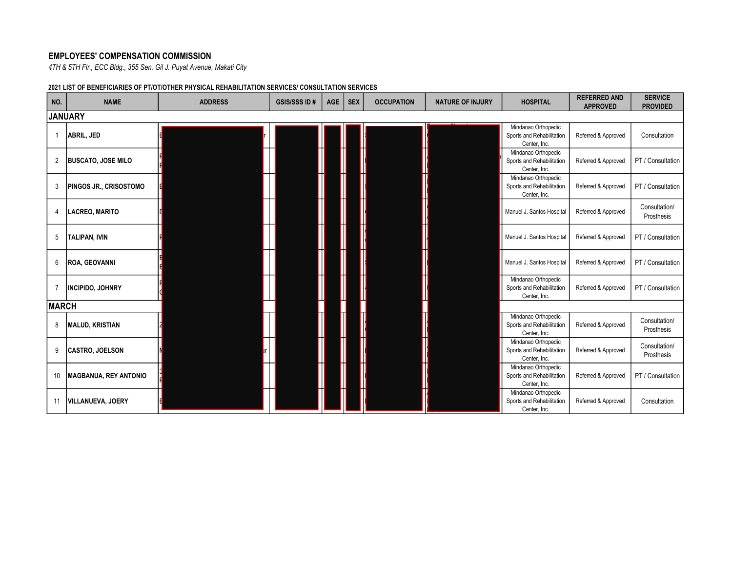**EMPLOYEES' COMPENSATION COMMISSION**

*4TH & 5TH Flr., ECC Bldg., 355 Sen. Gil J. Puyat Avenue, Makati City*

**2021 LIST OF BENEFICIARIES OF PT/OT/OTHER PHYSICAL REHABILITATION SERVICES/ CONSULTATION SERVICES**

| NO. | NAME | ADDRESS | GSIS/SSS ID # | AGE | SEX | OCCUPATION | NATURE OF INJURY | HOSPITAL | REFERRED AND APPROVED | SERVICE PROVIDED |
|---|---|---|---|---|---|---|---|---|---|---|
| **JANUARY** | | | | | | | | | | |
| 1 | ABRIL, JED | | | | | | | Mindanao Orthopedic Sports and Rehabilitation Center, Inc. | Referred & Approved | Consultation |
| 2 | BUSCATO, JOSE MILO | | | | | | | Mindanao Orthopedic Sports and Rehabilitation Center, Inc. | Referred & Approved | PT / Consultation |
| 3 | PINGOS JR., CRISOSTOMO | | | | | | | Mindanao Orthopedic Sports and Rehabilitation Center, Inc. | Referred & Approved | PT / Consultation |
| 4 | LACREO, MARITO | | | | | | | Manuel J. Santos Hospital | Referred & Approved | Consultation/ Prosthesis |
| 5 | TALIPAN, IVIN | | | | | | | Manuel J. Santos Hospital | Referred & Approved | PT / Consultation |
| 6 | ROA, GEOVANNI | | | | | | | Manuel J. Santos Hospital | Referred & Approved | PT / Consultation |
| 7 | INCIPIDO, JOHNRY | | | | | | | Mindanao Orthopedic Sports and Rehabilitation Center, Inc. | Referred & Approved | PT / Consultation |
| **MARCH** | | | | | | | | | | |
| 8 | MALUD, KRISTIAN | | | | | | | Mindanao Orthopedic Sports and Rehabilitation Center, Inc. | Referred & Approved | Consultation/ Prosthesis |
| 9 | CASTRO, JOELSON | | | | | | | Mindanao Orthopedic Sports and Rehabilitation Center, Inc. | Referred & Approved | Consultation/ Prosthesis |
| 10 | MAGBANUA, REY ANTONIO | | | | | | | Mindanao Orthopedic Sports and Rehabilitation Center, Inc. | Referred & Approved | PT / Consultation |
| 11 | VILLANUEVA, JOERY | | | | | | | Mindanao Orthopedic Sports and Rehabilitation Center, Inc. | Referred & Approved | Consultation |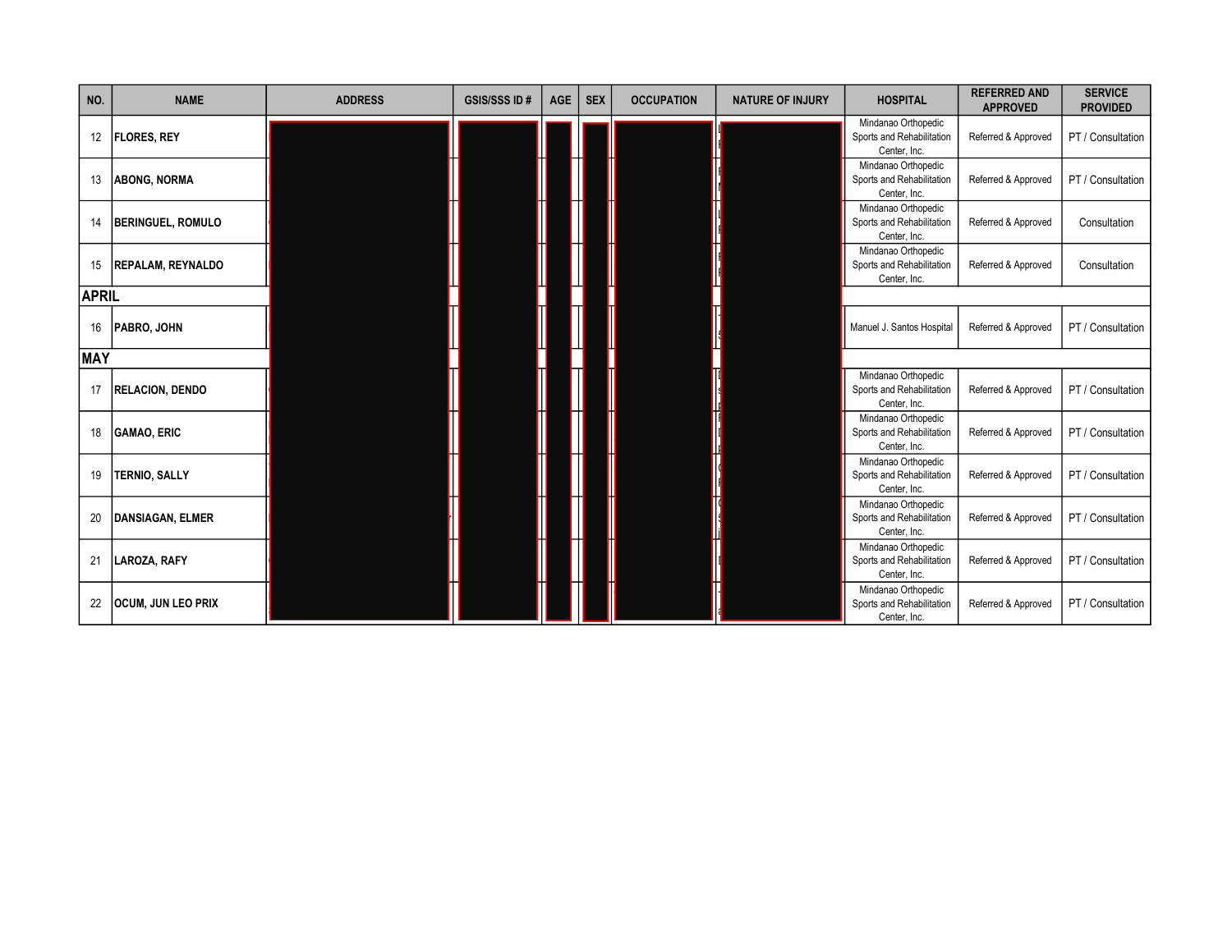| NO. | NAME | ADDRESS | GSIS/SSS ID # | AGE | SEX | OCCUPATION | NATURE OF INJURY | HOSPITAL | REFERRED AND APPROVED | SERVICE PROVIDED |
|---|---|---|---|---|---|---|---|---|---|---|
| 12 | FLORES, REY | | | | | | | Mindanao Orthopedic Sports and Rehabilitation Center, Inc. | Referred & Approved | PT / Consultation |
| 13 | ABONG, NORMA | | | | | | | Mindanao Orthopedic Sports and Rehabilitation Center, Inc. | Referred & Approved | PT / Consultation |
| 14 | BERINGUEL, ROMULO | | | | | | | Mindanao Orthopedic Sports and Rehabilitation Center, Inc. | Referred & Approved | Consultation |
| 15 | REPALAM, REYNALDO | | | | | | | Mindanao Orthopedic Sports and Rehabilitation Center, Inc. | Referred & Approved | Consultation |
| **APRIL** | | | | | | | | | | |
| 16 | PABRO, JOHN | | | | | | | Manuel J. Santos Hospital | Referred & Approved | PT / Consultation |
| **MAY** | | | | | | | | | | |
| 17 | RELACION, DENDO | | | | | | | Mindanao Orthopedic Sports and Rehabilitation Center, Inc. | Referred & Approved | PT / Consultation |
| 18 | GAMAO, ERIC | | | | | | | Mindanao Orthopedic Sports and Rehabilitation Center, Inc. | Referred & Approved | PT / Consultation |
| 19 | TERNIO, SALLY | | | | | | | Mindanao Orthopedic Sports and Rehabilitation Center, Inc. | Referred & Approved | PT / Consultation |
| 20 | DANSIAGAN, ELMER | | | | | | | Mindanao Orthopedic Sports and Rehabilitation Center, Inc. | Referred & Approved | PT / Consultation |
| 21 | LAROZA, RAFY | | | | | | | Mindanao Orthopedic Sports and Rehabilitation Center, Inc. | Referred & Approved | PT / Consultation |
| 22 | OCUM, JUN LEO PRIX | | | | | | | Mindanao Orthopedic Sports and Rehabilitation Center, Inc. | Referred & Approved | PT / Consultation |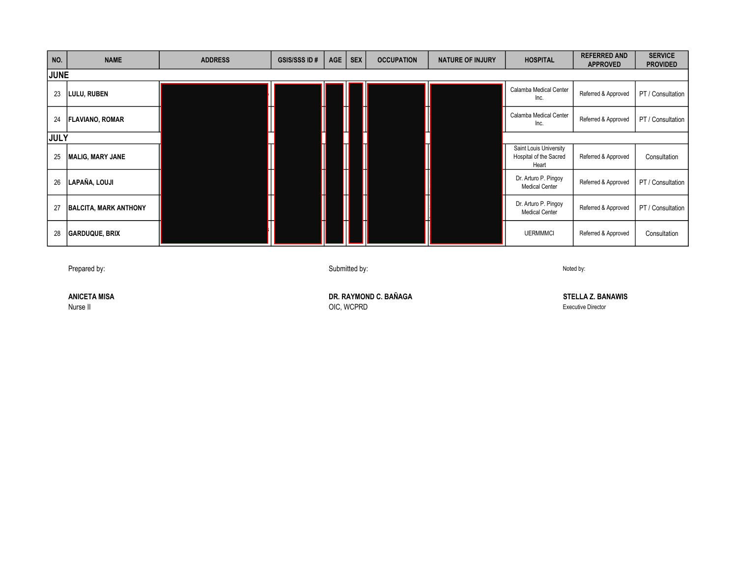| NO. | NAME | ADDRESS | GSIS/SSS ID # | AGE | SEX | OCCUPATION | NATURE OF INJURY | HOSPITAL | REFERRED AND APPROVED | SERVICE PROVIDED |
|---|---|---|---|---|---|---|---|---|---|---|
| **JUNE** | | | | | | | | | | |
| 23 | **LULU, RUBEN** | | | | | | | Calamba Medical Center Inc. | Referred & Approved | PT / Consultation |
| 24 | **FLAVIANO, ROMAR** | | | | | | | Calamba Medical Center Inc. | Referred & Approved | PT / Consultation |
| **JULY** | | | | | | | | | | |
| 25 | **MALIG, MARY JANE** | | | | | | | Saint Louis University Hospital of the Sacred Heart | Referred & Approved | Consultation |
| 26 | **LAPAÑA, LOUJI** | | | | | | | Dr. Arturo P. Pingoy Medical Center | Referred & Approved | PT / Consultation |
| 27 | **BALCITA, MARK ANTHONY** | | | | | | | Dr. Arturo P. Pingoy Medical Center | Referred & Approved | PT / Consultation |
| 28 | **GARDUQUE, BRIX** | | | | | | | UERMMMCI | Referred & Approved | Consultation |

Prepared by:

**ANICETA MISA**
Nurse II

Submitted by:

**DR. RAYMOND C. BAÑAGA**
OIC, WCPRD

Noted by:

**STELLA Z. BANAWIS**
Executive Director